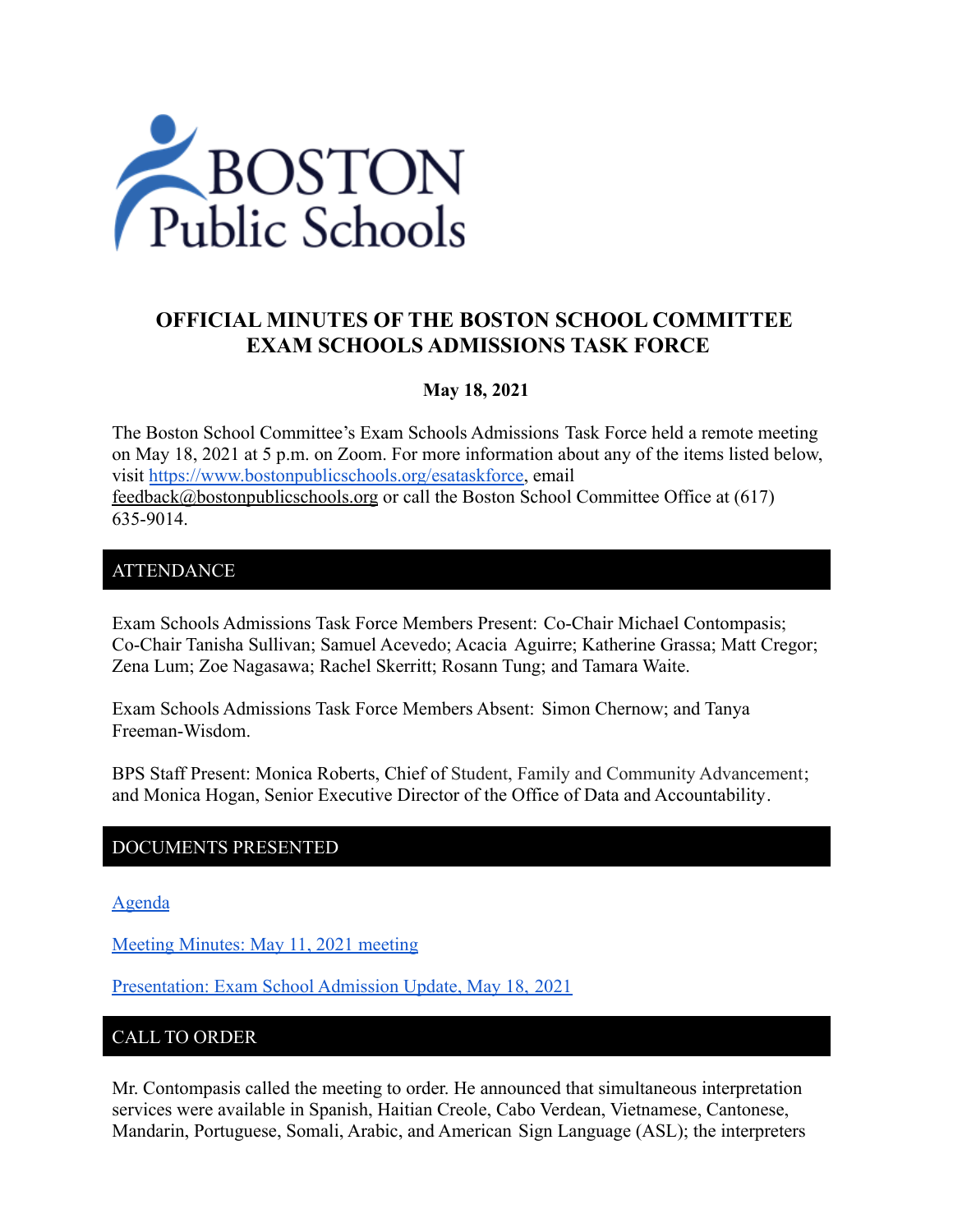# OFFICIAL MINUTES OF THE BOSTON SCHOOL COMMITTEE EXAM SCHOOLS ADMISSIONS TASK FORCE

**May 18, 2021**

The Boston School Committee's Exam Schools Admissions Task Force held a remote meeting on May 18, 2021 at 5 p.m. on Zoom. For more information about any of the items listed below, visit https://www.bostonpublicschools.org/esataskforce, email feedback@bostonpublicschools.org or call the Boston School Committee Office at (617) 635-9014.

## ATTENDANCE

Exam Schools Admissions Task Force Members Present: Co-Chair Michael Contompasis; Co-Chair Tanisha Sullivan; Samuel Acevedo; Acacia Aguirre; Katherine Grassa; Matt Cregor; Zena Lum; Zoe Nagasawa; Rachel Skerritt; Rosann Tung; and Tamara Waite.

Exam Schools Admissions Task Force Members Absent: Simon Chernow; and Tanya Freeman-Wisdom.

BPS Staff Present: Monica Roberts, Chief of Student, Family and Community Advancement; and Monica Hogan, Senior Executive Director of the Office of Data and Accountability.

## DOCUMENTS PRESENTED

Agenda

Meeting Minutes: May 11, 2021 meeting

Presentation: Exam School Admission Update, May 18, 2021

## CALL TO ORDER

Mr. Contompasis called the meeting to order. He announced that simultaneous interpretation services were available in Spanish, Haitian Creole, Cabo Verdean, Vietnamese, Cantonese, Mandarin, Portuguese, Somali, Arabic, and American Sign Language (ASL); the interpreters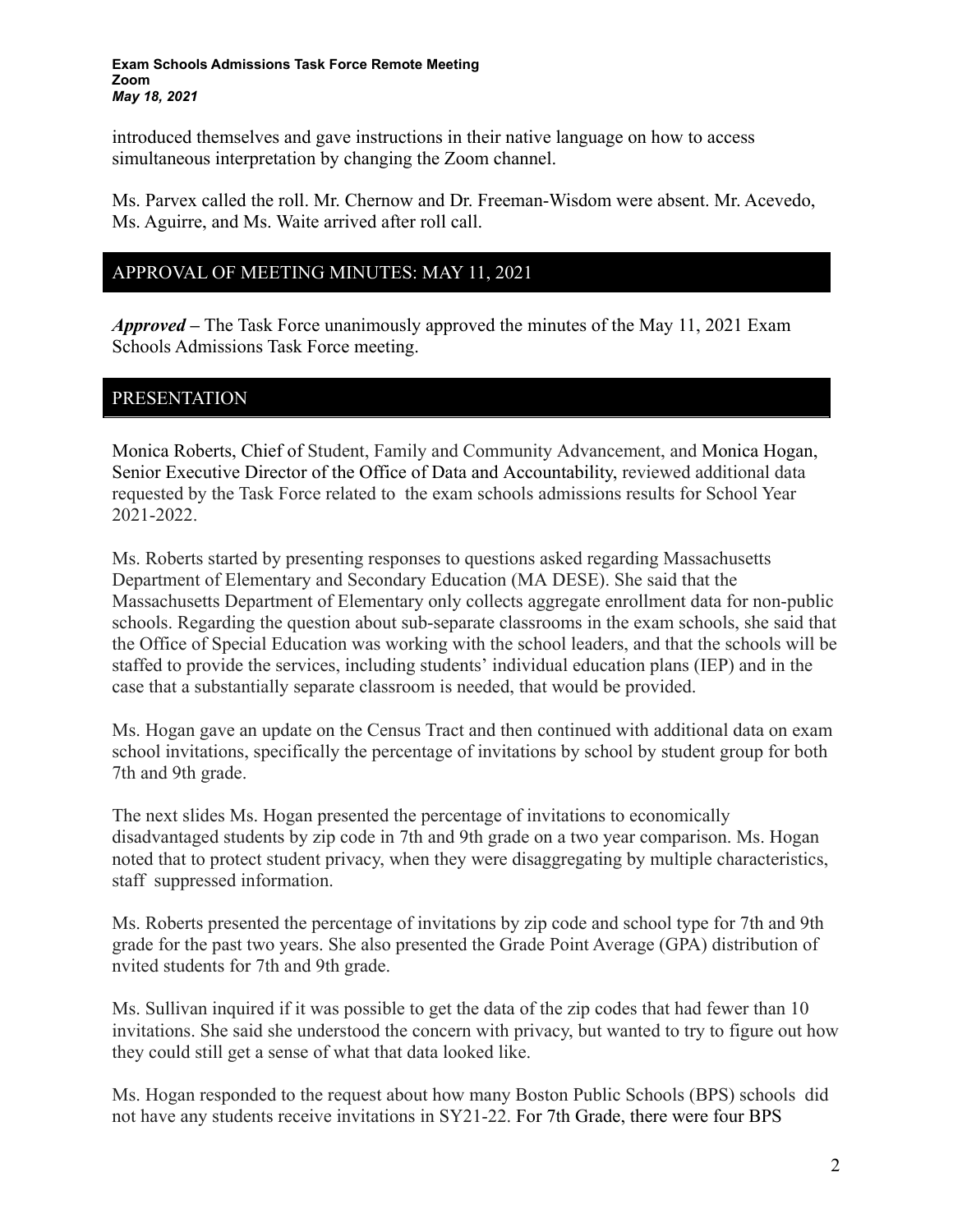introduced themselves and gave instructions in their native language on how to access simultaneous interpretation by changing the Zoom channel.

Ms. Parvex called the roll. Mr. Chernow and Dr. Freeman-Wisdom were absent. Mr. Acevedo, Ms. Aguirre, and Ms. Waite arrived after roll call.

## APPROVAL OF MEETING MINUTES: MAY 11, 2021

***Approved*** – The Task Force unanimously approved the minutes of the May 11, 2021 Exam Schools Admissions Task Force meeting.

## PRESENTATION

Monica Roberts, Chief of Student, Family and Community Advancement, and Monica Hogan, Senior Executive Director of the Office of Data and Accountability, reviewed additional data requested by the Task Force related to the exam schools admissions results for School Year 2021-2022.

Ms. Roberts started by presenting responses to questions asked regarding Massachusetts Department of Elementary and Secondary Education (MA DESE). She said that the Massachusetts Department of Elementary only collects aggregate enrollment data for non-public schools. Regarding the question about sub-separate classrooms in the exam schools, she said that the Office of Special Education was working with the school leaders, and that the schools will be staffed to provide the services, including students' individual education plans (IEP) and in the case that a substantially separate classroom is needed, that would be provided.

Ms. Hogan gave an update on the Census Tract and then continued with additional data on exam school invitations, specifically the percentage of invitations by school by student group for both 7th and 9th grade.

The next slides Ms. Hogan presented the percentage of invitations to economically disadvantaged students by zip code in 7th and 9th grade on a two year comparison. Ms. Hogan noted that to protect student privacy, when they were disaggregating by multiple characteristics, staff suppressed information.

Ms. Roberts presented the percentage of invitations by zip code and school type for 7th and 9th grade for the past two years. She also presented the Grade Point Average (GPA) distribution of nvited students for 7th and 9th grade.

Ms. Sullivan inquired if it was possible to get the data of the zip codes that had fewer than 10 invitations. She said she understood the concern with privacy, but wanted to try to figure out how they could still get a sense of what that data looked like.

Ms. Hogan responded to the request about how many Boston Public Schools (BPS) schools did not have any students receive invitations in SY21-22. For 7th Grade, there were four BPS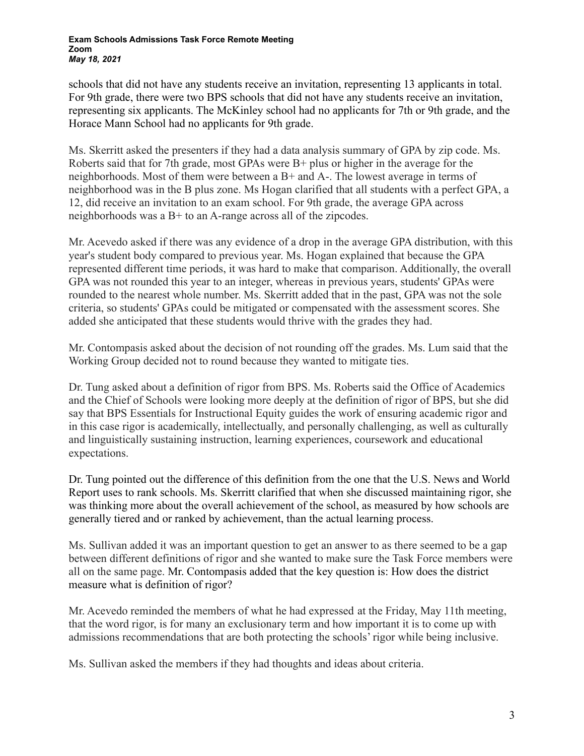schools that did not have any students receive an invitation, representing 13 applicants in total. For 9th grade, there were two BPS schools that did not have any students receive an invitation, representing six applicants. The McKinley school had no applicants for 7th or 9th grade, and the Horace Mann School had no applicants for 9th grade.

Ms. Skerritt asked the presenters if they had a data analysis summary of GPA by zip code. Ms. Roberts said that for 7th grade, most GPAs were B+ plus or higher in the average for the neighborhoods. Most of them were between a B+ and A-. The lowest average in terms of neighborhood was in the B plus zone. Ms Hogan clarified that all students with a perfect GPA, a 12, did receive an invitation to an exam school. For 9th grade, the average GPA across neighborhoods was a B+ to an A-range across all of the zipcodes.

Mr. Acevedo asked if there was any evidence of a drop in the average GPA distribution, with this year's student body compared to previous year. Ms. Hogan explained that because the GPA represented different time periods, it was hard to make that comparison. Additionally, the overall GPA was not rounded this year to an integer, whereas in previous years, students' GPAs were rounded to the nearest whole number. Ms. Skerritt added that in the past, GPA was not the sole criteria, so students' GPAs could be mitigated or compensated with the assessment scores. She added she anticipated that these students would thrive with the grades they had.

Mr. Contompasis asked about the decision of not rounding off the grades. Ms. Lum said that the Working Group decided not to round because they wanted to mitigate ties.

Dr. Tung asked about a definition of rigor from BPS. Ms. Roberts said the Office of Academics and the Chief of Schools were looking more deeply at the definition of rigor of BPS, but she did say that BPS Essentials for Instructional Equity guides the work of ensuring academic rigor and in this case rigor is academically, intellectually, and personally challenging, as well as culturally and linguistically sustaining instruction, learning experiences, coursework and educational expectations.

Dr. Tung pointed out the difference of this definition from the one that the U.S. News and World Report uses to rank schools. Ms. Skerritt clarified that when she discussed maintaining rigor, she was thinking more about the overall achievement of the school, as measured by how schools are generally tiered and or ranked by achievement, than the actual learning process.

Ms. Sullivan added it was an important question to get an answer to as there seemed to be a gap between different definitions of rigor and she wanted to make sure the Task Force members were all on the same page. Mr. Contompasis added that the key question is: How does the district measure what is definition of rigor?

Mr. Acevedo reminded the members of what he had expressed at the Friday, May 11th meeting, that the word rigor, is for many an exclusionary term and how important it is to come up with admissions recommendations that are both protecting the schools' rigor while being inclusive.

Ms. Sullivan asked the members if they had thoughts and ideas about criteria.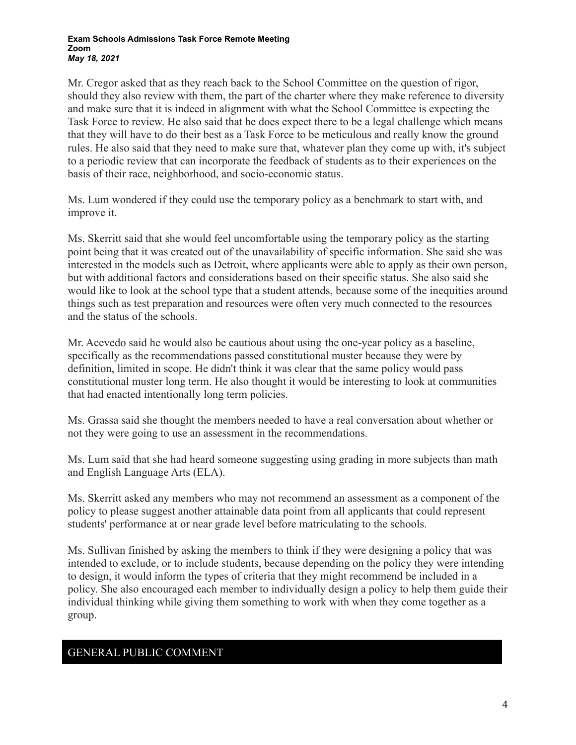Mr. Cregor asked that as they reach back to the School Committee on the question of rigor, should they also review with them, the part of the charter where they make reference to diversity and make sure that it is indeed in alignment with what the School Committee is expecting the Task Force to review. He also said that he does expect there to be a legal challenge which means that they will have to do their best as a Task Force to be meticulous and really know the ground rules. He also said that they need to make sure that, whatever plan they come up with, it's subject to a periodic review that can incorporate the feedback of students as to their experiences on the basis of their race, neighborhood, and socio-economic status.

Ms. Lum wondered if they could use the temporary policy as a benchmark to start with, and improve it.

Ms. Skerritt said that she would feel uncomfortable using the temporary policy as the starting point being that it was created out of the unavailability of specific information. She said she was interested in the models such as Detroit, where applicants were able to apply as their own person, but with additional factors and considerations based on their specific status. She also said she would like to look at the school type that a student attends, because some of the inequities around things such as test preparation and resources were often very much connected to the resources and the status of the schools.

Mr. Acevedo said he would also be cautious about using the one-year policy as a baseline, specifically as the recommendations passed constitutional muster because they were by definition, limited in scope. He didn't think it was clear that the same policy would pass constitutional muster long term. He also thought it would be interesting to look at communities that had enacted intentionally long term policies.

Ms. Grassa said she thought the members needed to have a real conversation about whether or not they were going to use an assessment in the recommendations.

Ms. Lum said that she had heard someone suggesting using grading in more subjects than math and English Language Arts (ELA).

Ms. Skerritt asked any members who may not recommend an assessment as a component of the policy to please suggest another attainable data point from all applicants that could represent students' performance at or near grade level before matriculating to the schools.

Ms. Sullivan finished by asking the members to think if they were designing a policy that was intended to exclude, or to include students, because depending on the policy they were intending to design, it would inform the types of criteria that they might recommend be included in a policy. She also encouraged each member to individually design a policy to help them guide their individual thinking while giving them something to work with when they come together as a group.

## GENERAL PUBLIC COMMENT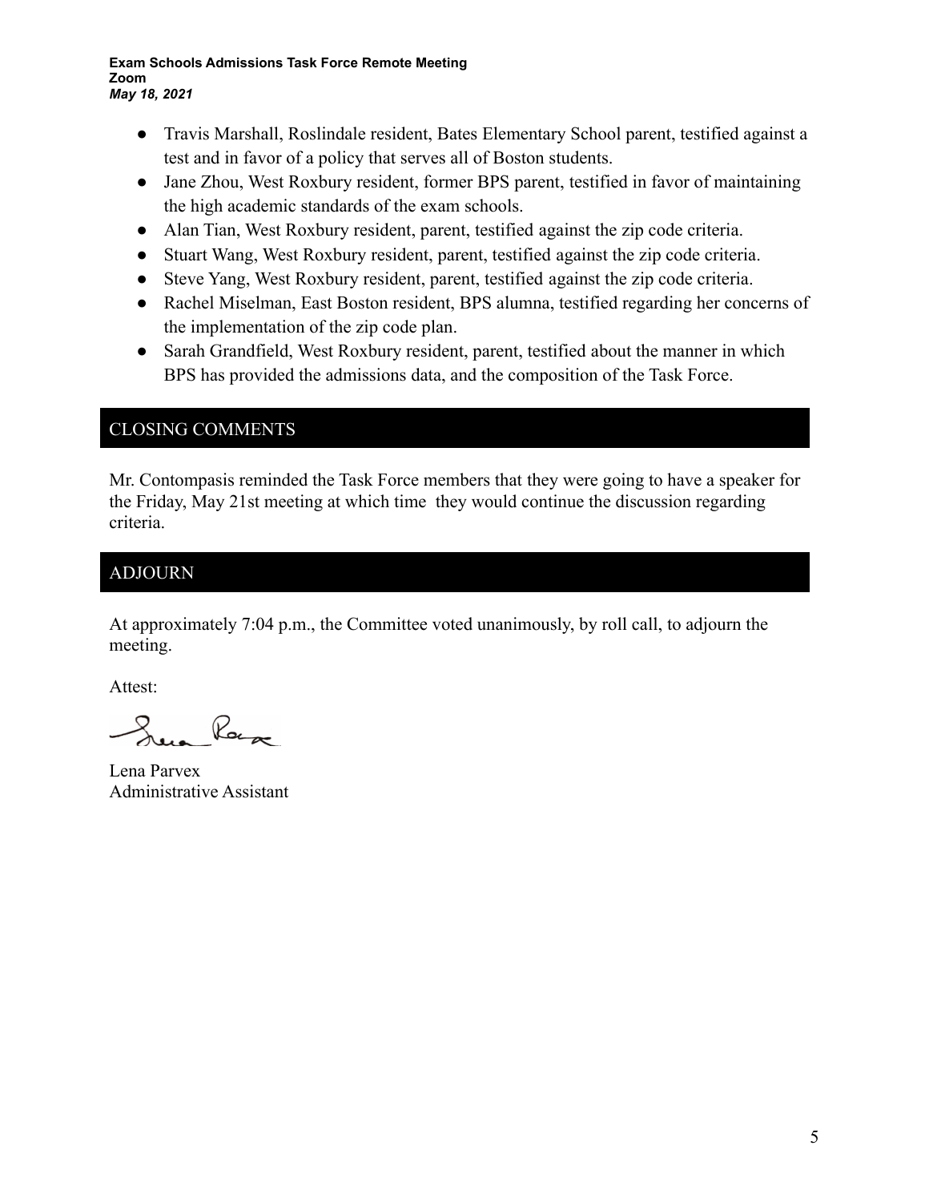- Travis Marshall, Roslindale resident, Bates Elementary School parent, testified against a test and in favor of a policy that serves all of Boston students.
- Jane Zhou, West Roxbury resident, former BPS parent, testified in favor of maintaining the high academic standards of the exam schools.
- Alan Tian, West Roxbury resident, parent, testified against the zip code criteria.
- Stuart Wang, West Roxbury resident, parent, testified against the zip code criteria.
- Steve Yang, West Roxbury resident, parent, testified against the zip code criteria.
- Rachel Miselman, East Boston resident, BPS alumna, testified regarding her concerns of the implementation of the zip code plan.
- Sarah Grandfield, West Roxbury resident, parent, testified about the manner in which BPS has provided the admissions data, and the composition of the Task Force.

## CLOSING COMMENTS

Mr. Contompasis reminded the Task Force members that they were going to have a speaker for the Friday, May 21st meeting at which time they would continue the discussion regarding criteria.

## ADJOURN

At approximately 7:04 p.m., the Committee voted unanimously, by roll call, to adjourn the meeting.

Attest:

Lena Parvex
Administrative Assistant